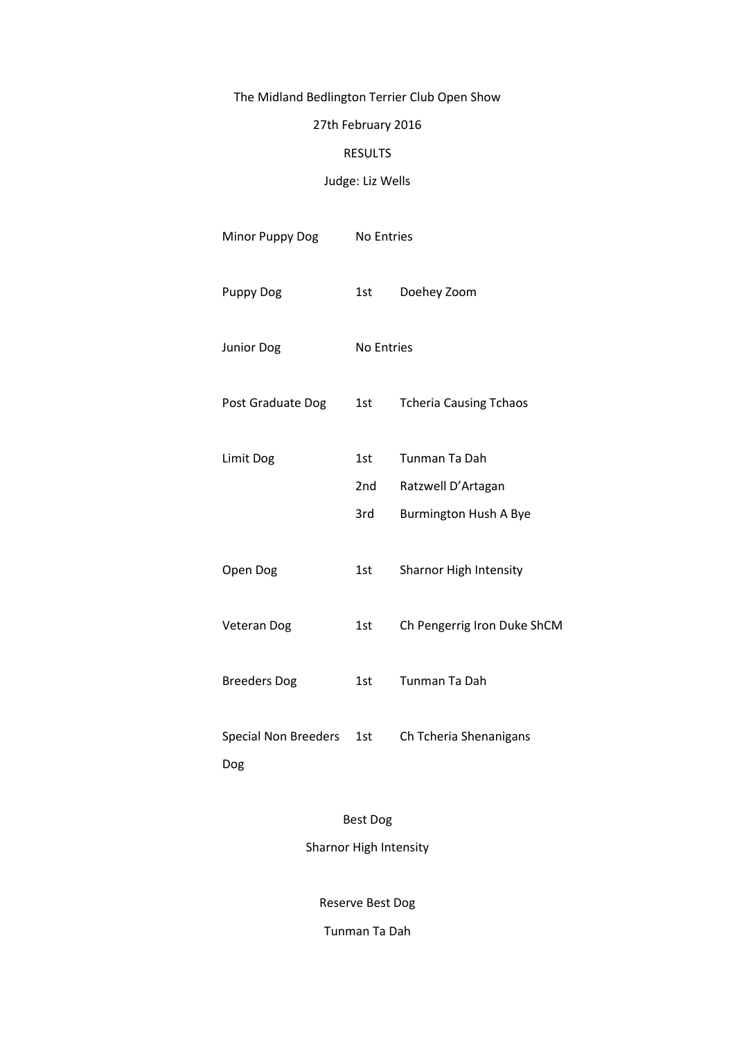The Midland Bedlington Terrier Club Open Show

27th February 2016

RESULTS

Judge: Liz Wells

| Class | Place | Name |
|---|---|---|
| Minor Puppy Dog | No Entries | |
| Puppy Dog | 1st | Doehey Zoom |
| Junior Dog | No Entries | |
| Post Graduate Dog | 1st | Tcheria Causing Tchaos |
| Limit Dog | 1st | Tunman Ta Dah |
| | 2nd | Ratzwell D'Artagan |
| | 3rd | Burmington Hush A Bye |
| Open Dog | 1st | Sharnor High Intensity |
| Veteran Dog | 1st | Ch Pengerrig Iron Duke ShCM |
| Breeders Dog | 1st | Tunman Ta Dah |
| Special Non Breeders Dog | 1st | Ch Tcheria Shenanigans |

Best Dog

Sharnor High Intensity

Reserve Best Dog

Tunman Ta Dah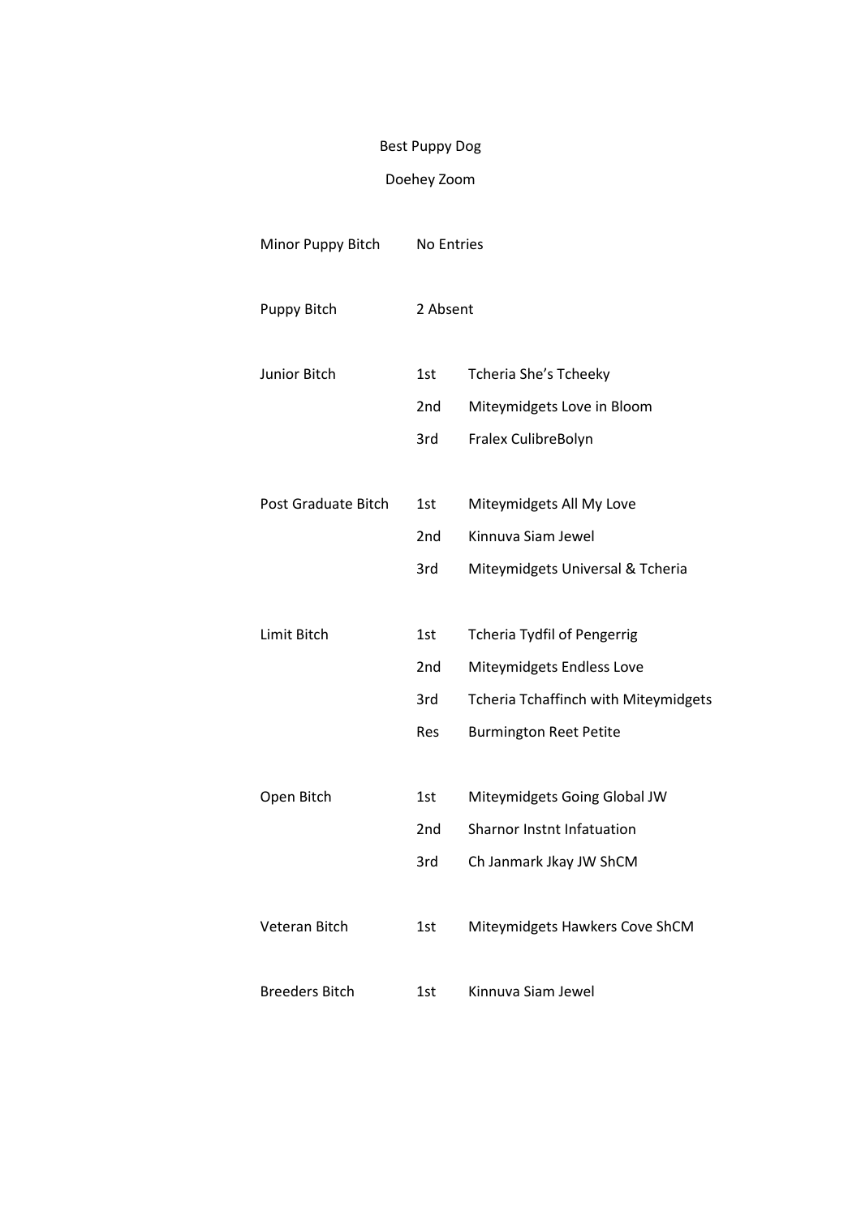Best Puppy Dog

Doehey Zoom

| Class | Place | Name |
|---|---|---|
| Minor Puppy Bitch | No Entries | |
| Puppy Bitch | 2 Absent | |
| Junior Bitch | 1st | Tcheria She's Tcheeky |
| | 2nd | Miteymidgets Love in Bloom |
| | 3rd | Fralex CulibreBolyn |
| Post Graduate Bitch | 1st | Miteymidgets All My Love |
| | 2nd | Kinnuva Siam Jewel |
| | 3rd | Miteymidgets Universal & Tcheria |
| Limit Bitch | 1st | Tcheria Tydfil of Pengerrig |
| | 2nd | Miteymidgets Endless Love |
| | 3rd | Tcheria Tchaffinch with Miteymidgets |
| | Res | Burmington Reet Petite |
| Open Bitch | 1st | Miteymidgets Going Global JW |
| | 2nd | Sharnor Instnt Infatuation |
| | 3rd | Ch Janmark Jkay JW ShCM |
| Veteran Bitch | 1st | Miteymidgets Hawkers Cove ShCM |
| Breeders Bitch | 1st | Kinnuva Siam Jewel |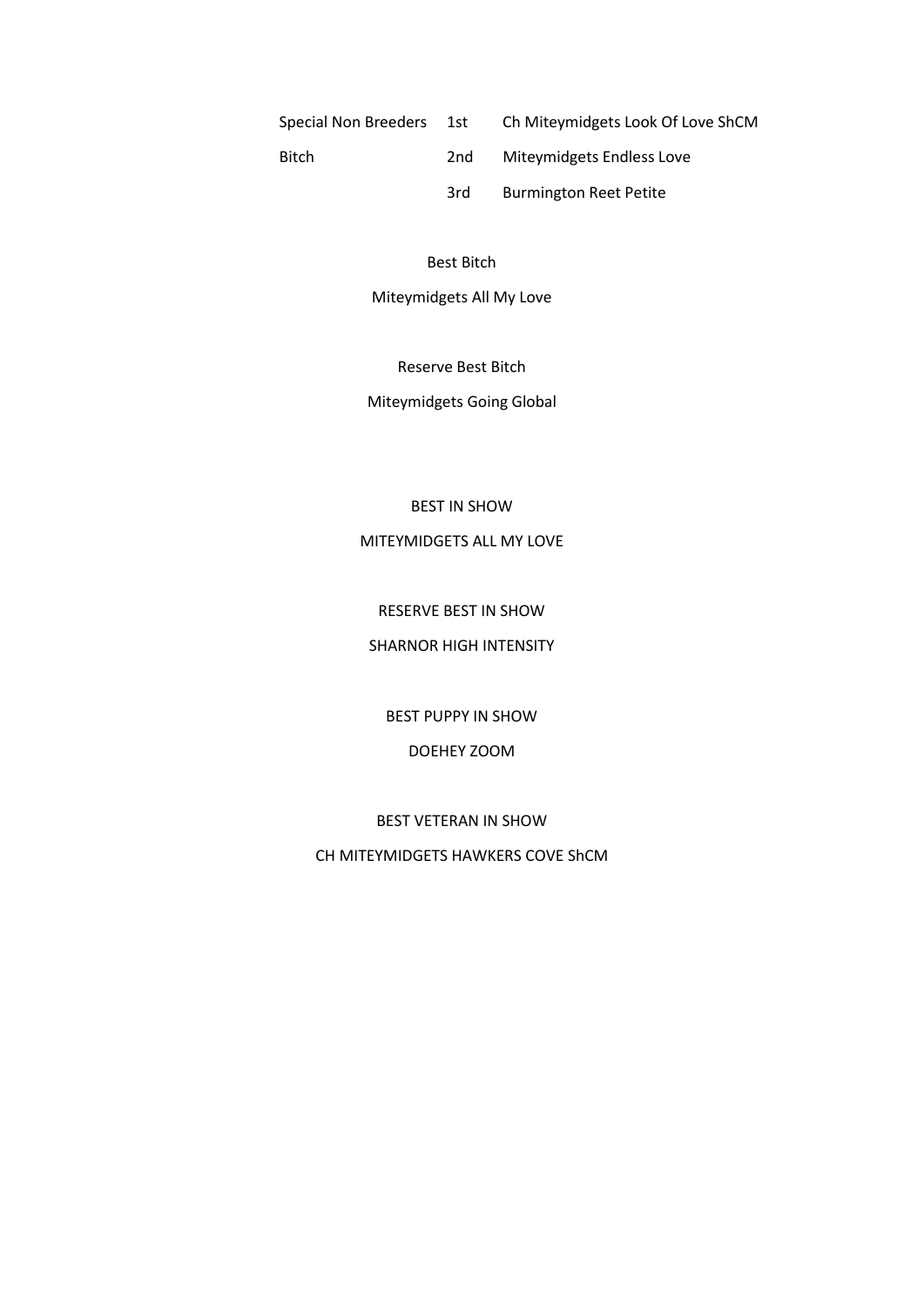| | | |
|---|---|---|
| Special Non Breeders Bitch | 1st | Ch Miteymidgets Look Of Love ShCM |
| | 2nd | Miteymidgets Endless Love |
| | 3rd | Burmington Reet Petite |

Best Bitch

Miteymidgets All My Love

Reserve Best Bitch

Miteymidgets Going Global

BEST IN SHOW

MITEYMIDGETS ALL MY LOVE

RESERVE BEST IN SHOW

SHARNOR HIGH INTENSITY

BEST PUPPY IN SHOW

DOEHEY ZOOM

BEST VETERAN IN SHOW

CH MITEYMIDGETS HAWKERS COVE ShCM